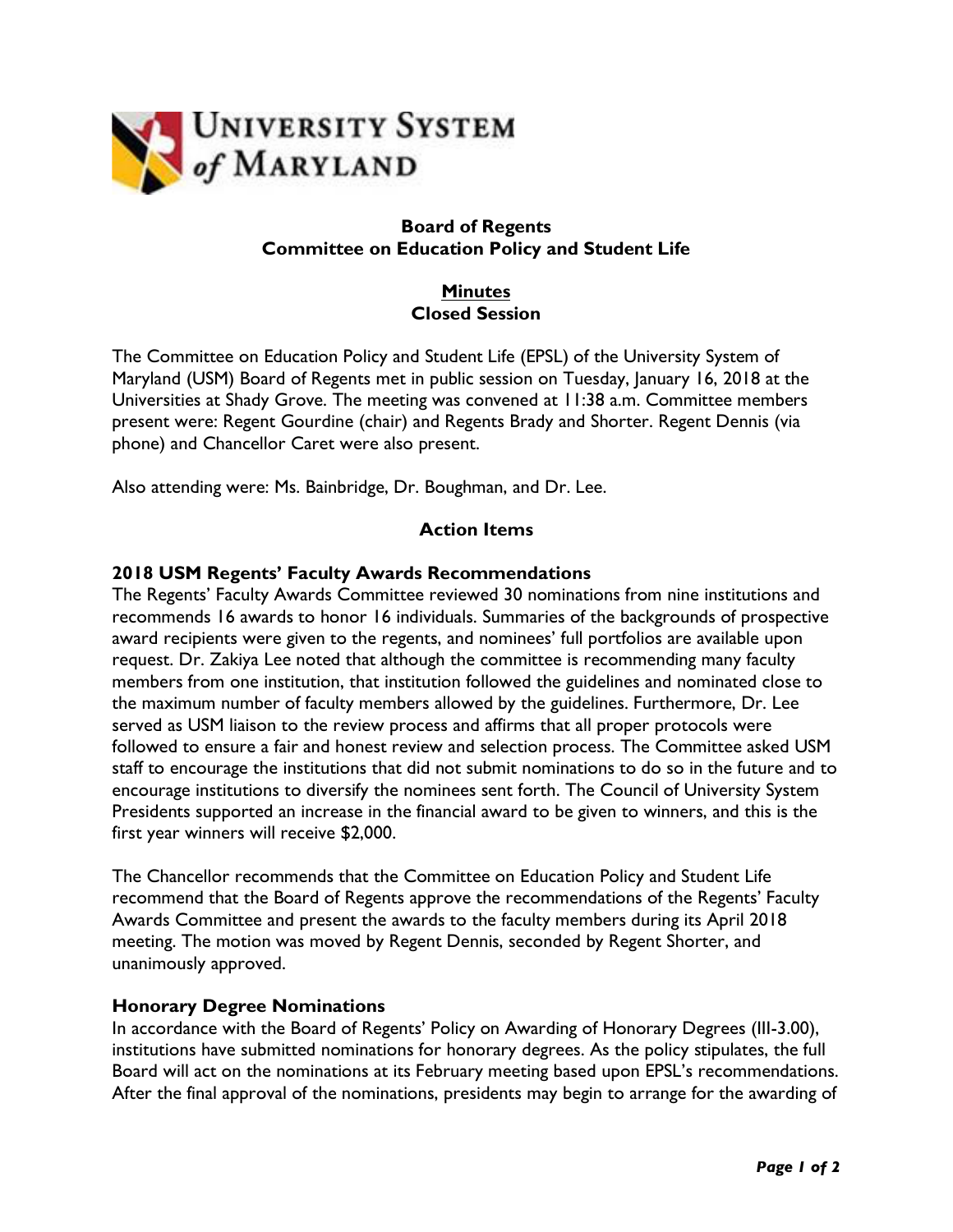University System of Maryland

**Board of Regents**
**Committee on Education Policy and Student Life**

**Minutes**
**Closed Session**

The Committee on Education Policy and Student Life (EPSL) of the University System of Maryland (USM) Board of Regents met in public session on Tuesday, January 16, 2018 at the Universities at Shady Grove. The meeting was convened at 11:38 a.m. Committee members present were: Regent Gourdine (chair) and Regents Brady and Shorter. Regent Dennis (via phone) and Chancellor Caret were also present.

Also attending were: Ms. Bainbridge, Dr. Boughman, and Dr. Lee.

## Action Items

### 2018 USM Regents' Faculty Awards Recommendations

The Regents' Faculty Awards Committee reviewed 30 nominations from nine institutions and recommends 16 awards to honor 16 individuals. Summaries of the backgrounds of prospective award recipients were given to the regents, and nominees' full portfolios are available upon request. Dr. Zakiya Lee noted that although the committee is recommending many faculty members from one institution, that institution followed the guidelines and nominated close to the maximum number of faculty members allowed by the guidelines. Furthermore, Dr. Lee served as USM liaison to the review process and affirms that all proper protocols were followed to ensure a fair and honest review and selection process. The Committee asked USM staff to encourage the institutions that did not submit nominations to do so in the future and to encourage institutions to diversify the nominees sent forth. The Council of University System Presidents supported an increase in the financial award to be given to winners, and this is the first year winners will receive $2,000.

The Chancellor recommends that the Committee on Education Policy and Student Life recommend that the Board of Regents approve the recommendations of the Regents' Faculty Awards Committee and present the awards to the faculty members during its April 2018 meeting. The motion was moved by Regent Dennis, seconded by Regent Shorter, and unanimously approved.

### Honorary Degree Nominations

In accordance with the Board of Regents' Policy on Awarding of Honorary Degrees (III-3.00), institutions have submitted nominations for honorary degrees. As the policy stipulates, the full Board will act on the nominations at its February meeting based upon EPSL's recommendations. After the final approval of the nominations, presidents may begin to arrange for the awarding of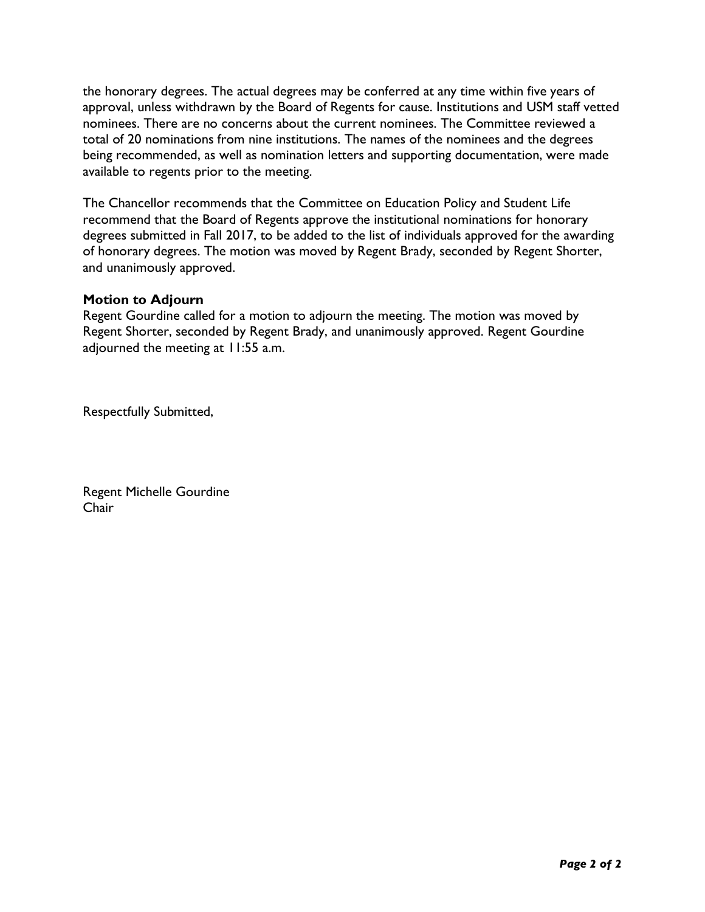the honorary degrees. The actual degrees may be conferred at any time within five years of approval, unless withdrawn by the Board of Regents for cause. Institutions and USM staff vetted nominees. There are no concerns about the current nominees. The Committee reviewed a total of 20 nominations from nine institutions. The names of the nominees and the degrees being recommended, as well as nomination letters and supporting documentation, were made available to regents prior to the meeting.

The Chancellor recommends that the Committee on Education Policy and Student Life recommend that the Board of Regents approve the institutional nominations for honorary degrees submitted in Fall 2017, to be added to the list of individuals approved for the awarding of honorary degrees. The motion was moved by Regent Brady, seconded by Regent Shorter, and unanimously approved.

**Motion to Adjourn**
Regent Gourdine called for a motion to adjourn the meeting. The motion was moved by Regent Shorter, seconded by Regent Brady, and unanimously approved. Regent Gourdine adjourned the meeting at 11:55 a.m.

Respectfully Submitted,

Regent Michelle Gourdine
Chair